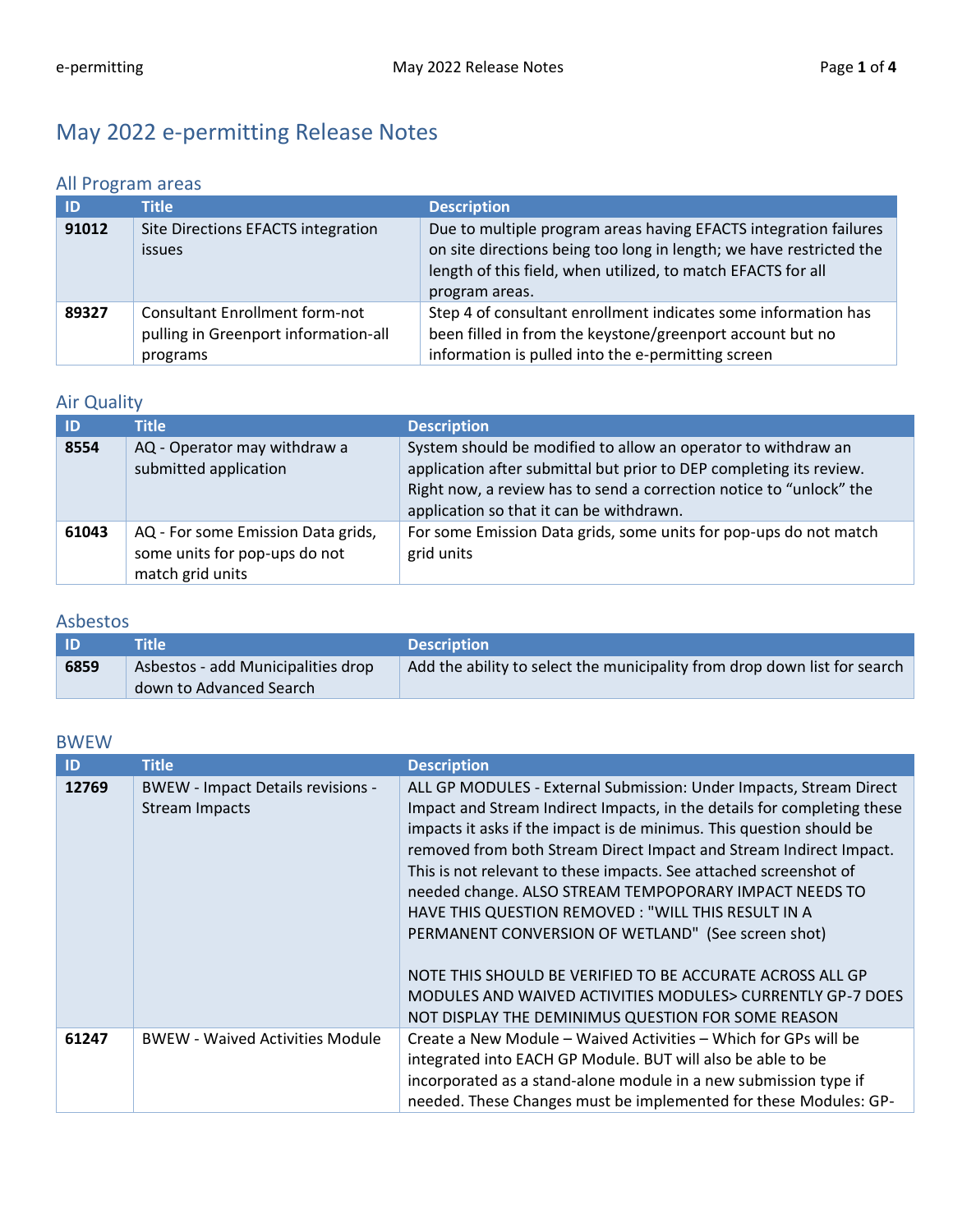# May 2022 e-permitting Release Notes

## All Program areas

| ID | Title | Description |
|---|---|---|
| **91012** | Site Directions EFACTS integration issues | Due to multiple program areas having EFACTS integration failures on site directions being too long in length; we have restricted the length of this field, when utilized, to match EFACTS for all program areas. |
| **89327** | Consultant Enrollment form-not pulling in Greenport information-all programs | Step 4 of consultant enrollment indicates some information has been filled in from the keystone/greenport account but no information is pulled into the e-permitting screen |

## Air Quality

| ID | Title | Description |
|---|---|---|
| **8554** | AQ - Operator may withdraw a submitted application | System should be modified to allow an operator to withdraw an application after submittal but prior to DEP completing its review. Right now, a review has to send a correction notice to "unlock" the application so that it can be withdrawn. |
| **61043** | AQ - For some Emission Data grids, some units for pop-ups do not match grid units | For some Emission Data grids, some units for pop-ups do not match grid units |

## Asbestos

| ID | Title | Description |
|---|---|---|
| **6859** | Asbestos - add Municipalities drop down to Advanced Search | Add the ability to select the municipality from drop down list for search |

## BWEW

| ID | Title | Description |
|---|---|---|
| **12769** | BWEW - Impact Details revisions - Stream Impacts | ALL GP MODULES - External Submission: Under Impacts, Stream Direct Impact and Stream Indirect Impacts, in the details for completing these impacts it asks if the impact is de minimus. This question should be removed from both Stream Direct Impact and Stream Indirect Impact. This is not relevant to these impacts. See attached screenshot of needed change. ALSO STREAM TEMPOPORARY IMPACT NEEDS TO HAVE THIS QUESTION REMOVED : "WILL THIS RESULT IN A PERMANENT CONVERSION OF WETLAND" (See screen shot)<br><br>NOTE THIS SHOULD BE VERIFIED TO BE ACCURATE ACROSS ALL GP MODULES AND WAIVED ACTIVITIES MODULES> CURRENTLY GP-7 DOES NOT DISPLAY THE DEMINIMUS QUESTION FOR SOME REASON |
| **61247** | BWEW - Waived Activities Module | Create a New Module – Waived Activities – Which for GPs will be integrated into EACH GP Module. BUT will also be able to be incorporated as a stand-alone module in a new submission type if needed. These Changes must be implemented for these Modules: GP- |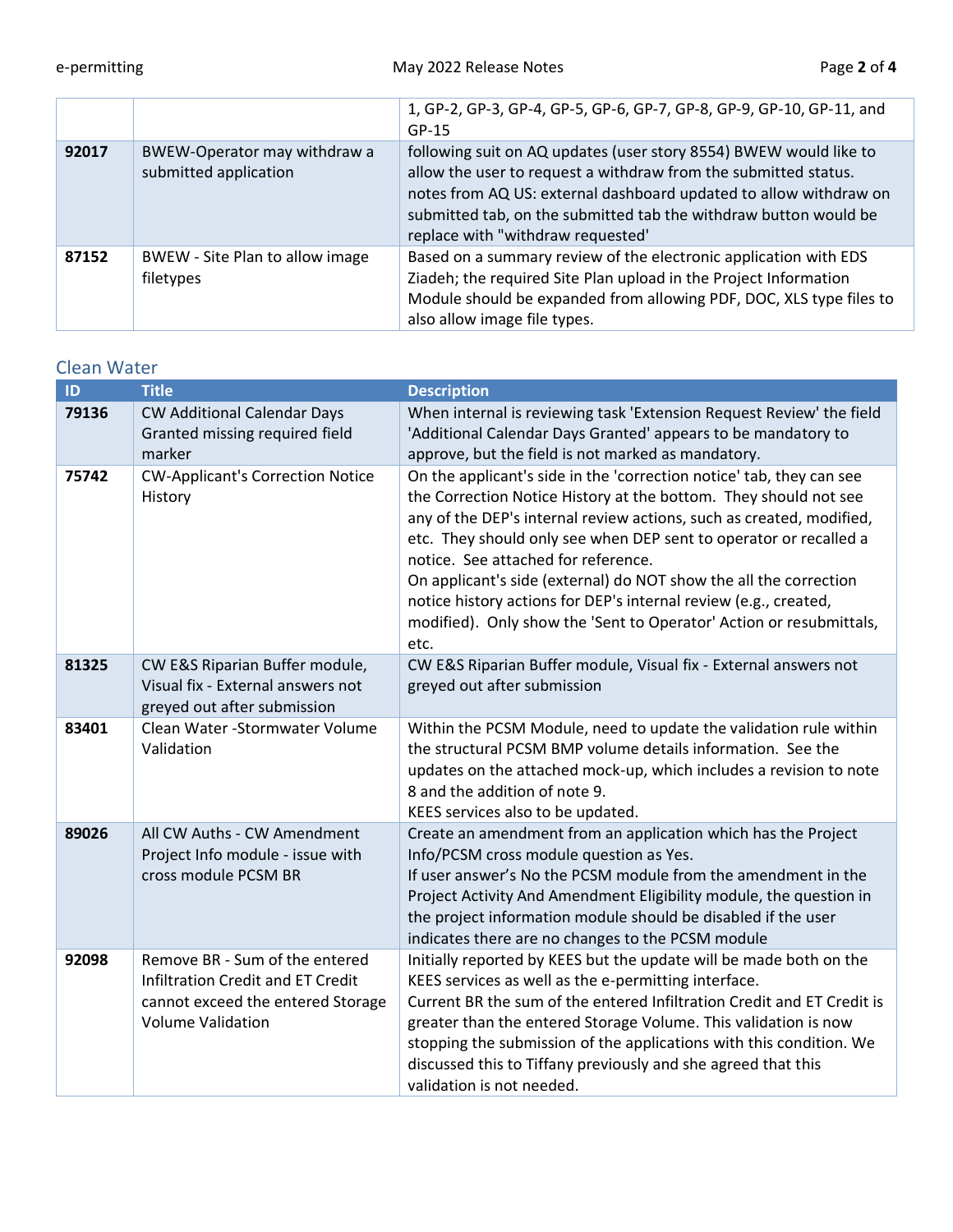|  |  | 1, GP-2, GP-3, GP-4, GP-5, GP-6, GP-7, GP-8, GP-9, GP-10, GP-11, and GP-15 |
|---|---|---|
| **92017** | BWEW-Operator may withdraw a submitted application | following suit on AQ updates (user story 8554) BWEW would like to allow the user to request a withdraw from the submitted status. notes from AQ US: external dashboard updated to allow withdraw on submitted tab, on the submitted tab the withdraw button would be replace with "withdraw requested' |
| **87152** | BWEW - Site Plan to allow image filetypes | Based on a summary review of the electronic application with EDS Ziadeh; the required Site Plan upload in the Project Information Module should be expanded from allowing PDF, DOC, XLS type files to also allow image file types. |

## Clean Water

| ID | Title | Description |
|---|---|---|
| **79136** | CW Additional Calendar Days Granted missing required field marker | When internal is reviewing task 'Extension Request Review' the field 'Additional Calendar Days Granted' appears to be mandatory to approve, but the field is not marked as mandatory. |
| **75742** | CW-Applicant's Correction Notice History | On the applicant's side in the 'correction notice' tab, they can see the Correction Notice History at the bottom. They should not see any of the DEP's internal review actions, such as created, modified, etc. They should only see when DEP sent to operator or recalled a notice. See attached for reference.<br>On applicant's side (external) do NOT show the all the correction notice history actions for DEP's internal review (e.g., created, modified). Only show the 'Sent to Operator' Action or resubmittals, etc. |
| **81325** | CW E&S Riparian Buffer module, Visual fix - External answers not greyed out after submission | CW E&S Riparian Buffer module, Visual fix - External answers not greyed out after submission |
| **83401** | Clean Water -Stormwater Volume Validation | Within the PCSM Module, need to update the validation rule within the structural PCSM BMP volume details information. See the updates on the attached mock-up, which includes a revision to note 8 and the addition of note 9.<br>KEES services also to be updated. |
| **89026** | All CW Auths - CW Amendment Project Info module - issue with cross module PCSM BR | Create an amendment from an application which has the Project Info/PCSM cross module question as Yes.<br>If user answer's No the PCSM module from the amendment in the Project Activity And Amendment Eligibility module, the question in the project information module should be disabled if the user indicates there are no changes to the PCSM module |
| **92098** | Remove BR - Sum of the entered Infiltration Credit and ET Credit cannot exceed the entered Storage Volume Validation | Initially reported by KEES but the update will be made both on the KEES services as well as the e-permitting interface.<br>Current BR the sum of the entered Infiltration Credit and ET Credit is greater than the entered Storage Volume. This validation is now stopping the submission of the applications with this condition. We discussed this to Tiffany previously and she agreed that this validation is not needed. |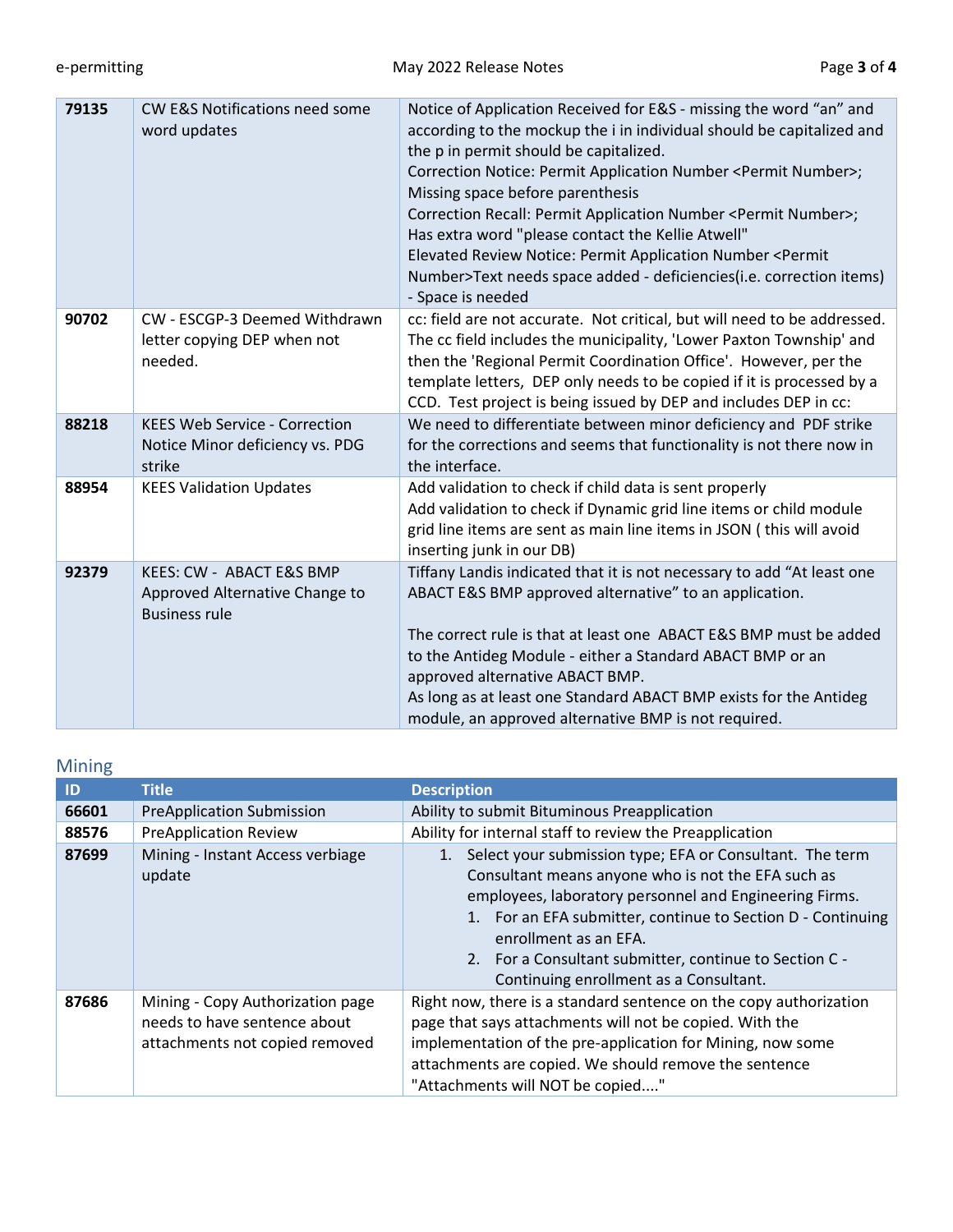| | | |
|---|---|---|
| **79135** | CW E&S Notifications need some word updates | Notice of Application Received for E&S - missing the word "an" and according to the mockup the i in individual should be capitalized and the p in permit should be capitalized.<br>Correction Notice: Permit Application Number <Permit Number>; Missing space before parenthesis<br>Correction Recall: Permit Application Number <Permit Number>; Has extra word "please contact the Kellie Atwell"<br>Elevated Review Notice: Permit Application Number <Permit Number>Text needs space added - deficiencies(i.e. correction items) - Space is needed |
| **90702** | CW - ESCGP-3 Deemed Withdrawn letter copying DEP when not needed. | cc: field are not accurate. Not critical, but will need to be addressed. The cc field includes the municipality, 'Lower Paxton Township' and then the 'Regional Permit Coordination Office'. However, per the template letters, DEP only needs to be copied if it is processed by a CCD. Test project is being issued by DEP and includes DEP in cc: |
| **88218** | KEES Web Service - Correction Notice Minor deficiency vs. PDG strike | We need to differentiate between minor deficiency and PDF strike for the corrections and seems that functionality is not there now in the interface. |
| **88954** | KEES Validation Updates | Add validation to check if child data is sent properly<br>Add validation to check if Dynamic grid line items or child module grid line items are sent as main line items in JSON ( this will avoid inserting junk in our DB) |
| **92379** | KEES: CW - ABACT E&S BMP Approved Alternative Change to Business rule | Tiffany Landis indicated that it is not necessary to add "At least one ABACT E&S BMP approved alternative" to an application.<br><br>The correct rule is that at least one ABACT E&S BMP must be added to the Antideg Module - either a Standard ABACT BMP or an approved alternative ABACT BMP.<br>As long as at least one Standard ABACT BMP exists for the Antideg module, an approved alternative BMP is not required. |

## Mining

| ID | Title | Description |
|---|---|---|
| **66601** | PreApplication Submission | Ability to submit Bituminous Preapplication |
| **88576** | PreApplication Review | Ability for internal staff to review the Preapplication |
| **87699** | Mining - Instant Access verbiage update | 1. Select your submission type; EFA or Consultant. The term Consultant means anyone who is not the EFA such as employees, laboratory personnel and Engineering Firms.<br>&nbsp;&nbsp;&nbsp;&nbsp;1. For an EFA submitter, continue to Section D - Continuing enrollment as an EFA.<br>&nbsp;&nbsp;&nbsp;&nbsp;2. For a Consultant submitter, continue to Section C - Continuing enrollment as a Consultant. |
| **87686** | Mining - Copy Authorization page needs to have sentence about attachments not copied removed | Right now, there is a standard sentence on the copy authorization page that says attachments will not be copied. With the implementation of the pre-application for Mining, now some attachments are copied. We should remove the sentence "Attachments will NOT be copied...." |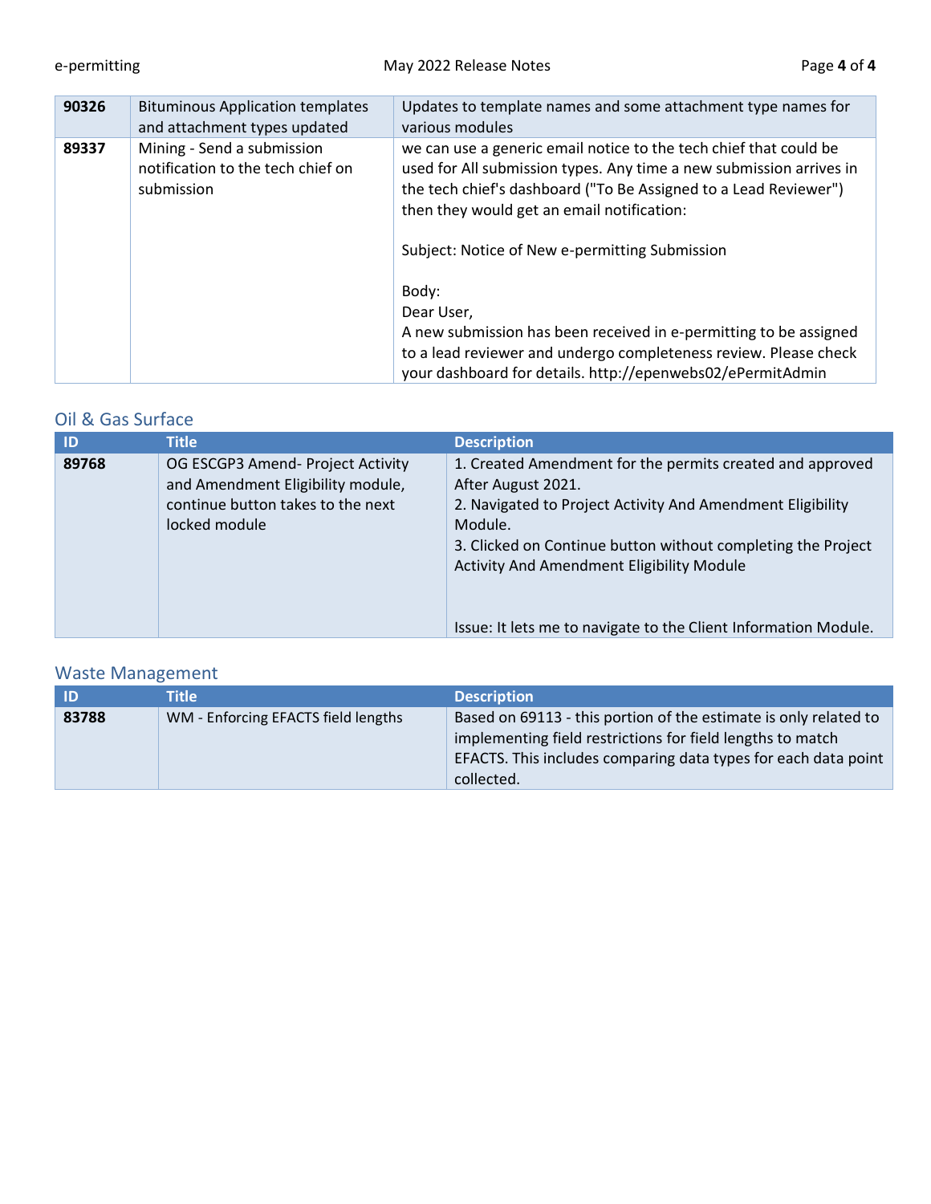| | | |
|---|---|---|
| **90326** | Bituminous Application templates and attachment types updated | Updates to template names and some attachment type names for various modules |
| **89337** | Mining - Send a submission notification to the tech chief on submission | we can use a generic email notice to the tech chief that could be used for All submission types. Any time a new submission arrives in the tech chief's dashboard ("To Be Assigned to a Lead Reviewer") then they would get an email notification:<br><br>Subject: Notice of New e-permitting Submission<br><br>Body:<br>Dear User,<br>A new submission has been received in e-permitting to be assigned to a lead reviewer and undergo completeness review. Please check your dashboard for details. http://epenwebs02/ePermitAdmin |

## Oil & Gas Surface

| ID | Title | Description |
|---|---|---|
| **89768** | OG ESCGP3 Amend- Project Activity and Amendment Eligibility module, continue button takes to the next locked module | 1. Created Amendment for the permits created and approved After August 2021.<br>2. Navigated to Project Activity And Amendment Eligibility Module.<br>3. Clicked on Continue button without completing the Project Activity And Amendment Eligibility Module<br><br>Issue: It lets me to navigate to the Client Information Module. |

## Waste Management

| ID | Title | Description |
|---|---|---|
| **83788** | WM - Enforcing EFACTS field lengths | Based on 69113 - this portion of the estimate is only related to implementing field restrictions for field lengths to match EFACTS. This includes comparing data types for each data point collected. |